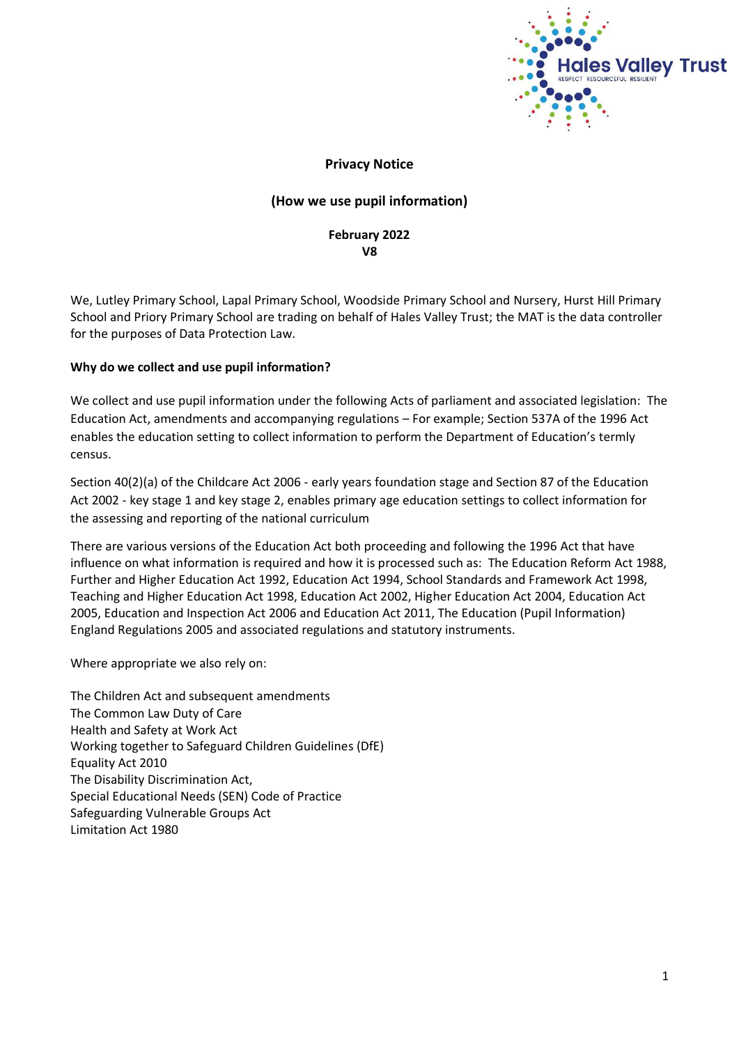**Privacy Notice**

**(How we use pupil information)**

**February 2022**
**V8**

We, Lutley Primary School, Lapal Primary School, Woodside Primary School and Nursery, Hurst Hill Primary School and Priory Primary School are trading on behalf of Hales Valley Trust; the MAT is the data controller for the purposes of Data Protection Law.

**Why do we collect and use pupil information?**

We collect and use pupil information under the following Acts of parliament and associated legislation: The Education Act, amendments and accompanying regulations – For example; Section 537A of the 1996 Act enables the education setting to collect information to perform the Department of Education's termly census.

Section 40(2)(a) of the Childcare Act 2006 - early years foundation stage and Section 87 of the Education Act 2002 - key stage 1 and key stage 2, enables primary age education settings to collect information for the assessing and reporting of the national curriculum

There are various versions of the Education Act both proceeding and following the 1996 Act that have influence on what information is required and how it is processed such as: The Education Reform Act 1988, Further and Higher Education Act 1992, Education Act 1994, School Standards and Framework Act 1998, Teaching and Higher Education Act 1998, Education Act 2002, Higher Education Act 2004, Education Act 2005, Education and Inspection Act 2006 and Education Act 2011, The Education (Pupil Information) England Regulations 2005 and associated regulations and statutory instruments.

Where appropriate we also rely on:

The Children Act and subsequent amendments
The Common Law Duty of Care
Health and Safety at Work Act
Working together to Safeguard Children Guidelines (DfE)
Equality Act 2010
The Disability Discrimination Act,
Special Educational Needs (SEN) Code of Practice
Safeguarding Vulnerable Groups Act
Limitation Act 1980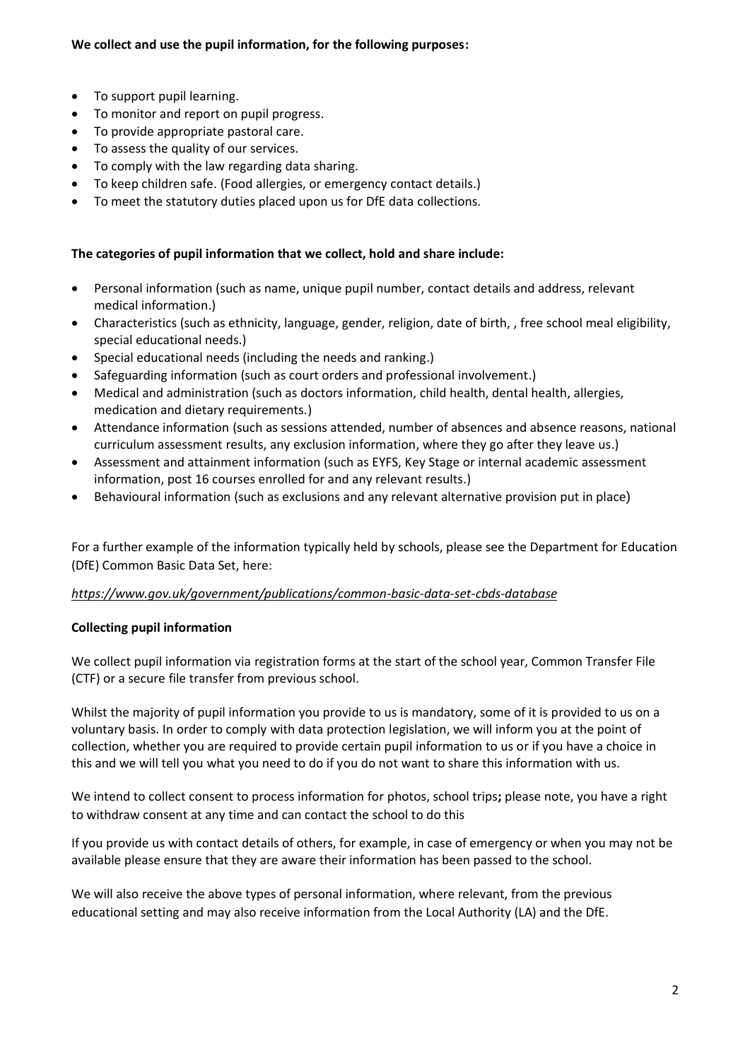**We collect and use the pupil information, for the following purposes:**

- To support pupil learning.
- To monitor and report on pupil progress.
- To provide appropriate pastoral care.
- To assess the quality of our services.
- To comply with the law regarding data sharing.
- To keep children safe. (Food allergies, or emergency contact details.)
- To meet the statutory duties placed upon us for DfE data collections.

**The categories of pupil information that we collect, hold and share include:**

- Personal information (such as name, unique pupil number, contact details and address, relevant medical information.)
- Characteristics (such as ethnicity, language, gender, religion, date of birth, , free school meal eligibility, special educational needs.)
- Special educational needs (including the needs and ranking.)
- Safeguarding information (such as court orders and professional involvement.)
- Medical and administration (such as doctors information, child health, dental health, allergies, medication and dietary requirements.)
- Attendance information (such as sessions attended, number of absences and absence reasons, national curriculum assessment results, any exclusion information, where they go after they leave us.)
- Assessment and attainment information (such as EYFS, Key Stage or internal academic assessment information, post 16 courses enrolled for and any relevant results.)
- Behavioural information (such as exclusions and any relevant alternative provision put in place)

For a further example of the information typically held by schools, please see the Department for Education (DfE) Common Basic Data Set, here:

*https://www.gov.uk/government/publications/common-basic-data-set-cbds-database*

**Collecting pupil information**

We collect pupil information via registration forms at the start of the school year, Common Transfer File (CTF) or a secure file transfer from previous school.

Whilst the majority of pupil information you provide to us is mandatory, some of it is provided to us on a voluntary basis. In order to comply with data protection legislation, we will inform you at the point of collection, whether you are required to provide certain pupil information to us or if you have a choice in this and we will tell you what you need to do if you do not want to share this information with us.

We intend to collect consent to process information for photos, school trips**;** please note, you have a right to withdraw consent at any time and can contact the school to do this

If you provide us with contact details of others, for example, in case of emergency or when you may not be available please ensure that they are aware their information has been passed to the school.

We will also receive the above types of personal information, where relevant, from the previous educational setting and may also receive information from the Local Authority (LA) and the DfE.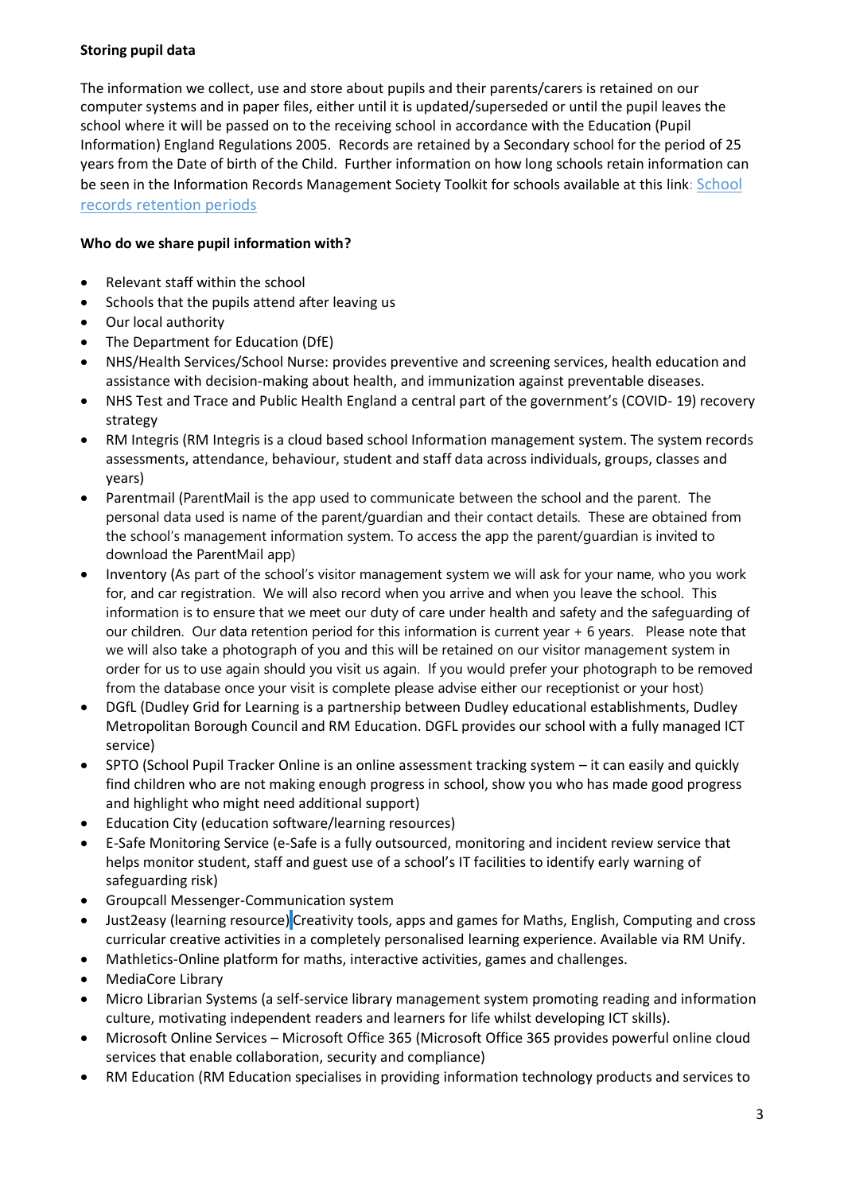**Storing pupil data**

The information we collect, use and store about pupils and their parents/carers is retained on our computer systems and in paper files, either until it is updated/superseded or until the pupil leaves the school where it will be passed on to the receiving school in accordance with the Education (Pupil Information) England Regulations 2005. Records are retained by a Secondary school for the period of 25 years from the Date of birth of the Child. Further information on how long schools retain information can be seen in the Information Records Management Society Toolkit for schools available at this link: School records retention periods

**Who do we share pupil information with?**

- Relevant staff within the school
- Schools that the pupils attend after leaving us
- Our local authority
- The Department for Education (DfE)
- NHS/Health Services/School Nurse: provides preventive and screening services, health education and assistance with decision-making about health, and immunization against preventable diseases.
- NHS Test and Trace and Public Health England a central part of the government's (COVID- 19) recovery strategy
- RM Integris (RM Integris is a cloud based school Information management system. The system records assessments, attendance, behaviour, student and staff data across individuals, groups, classes and years)
- Parentmail (ParentMail is the app used to communicate between the school and the parent. The personal data used is name of the parent/guardian and their contact details. These are obtained from the school's management information system. To access the app the parent/guardian is invited to download the ParentMail app)
- Inventory (As part of the school's visitor management system we will ask for your name, who you work for, and car registration. We will also record when you arrive and when you leave the school. This information is to ensure that we meet our duty of care under health and safety and the safeguarding of our children. Our data retention period for this information is current year + 6 years. Please note that we will also take a photograph of you and this will be retained on our visitor management system in order for us to use again should you visit us again. If you would prefer your photograph to be removed from the database once your visit is complete please advise either our receptionist or your host)
- DGfL (Dudley Grid for Learning is a partnership between Dudley educational establishments, Dudley Metropolitan Borough Council and RM Education. DGFL provides our school with a fully managed ICT service)
- SPTO (School Pupil Tracker Online is an online assessment tracking system – it can easily and quickly find children who are not making enough progress in school, show you who has made good progress and highlight who might need additional support)
- Education City (education software/learning resources)
- E-Safe Monitoring Service (e-Safe is a fully outsourced, monitoring and incident review service that helps monitor student, staff and guest use of a school's IT facilities to identify early warning of safeguarding risk)
- Groupcall Messenger-Communication system
- Just2easy (learning resource) Creativity tools, apps and games for Maths, English, Computing and cross curricular creative activities in a completely personalised learning experience. Available via RM Unify.
- Mathletics-Online platform for maths, interactive activities, games and challenges.
- MediaCore Library
- Micro Librarian Systems (a self-service library management system promoting reading and information culture, motivating independent readers and learners for life whilst developing ICT skills).
- Microsoft Online Services – Microsoft Office 365 (Microsoft Office 365 provides powerful online cloud services that enable collaboration, security and compliance)
- RM Education (RM Education specialises in providing information technology products and services to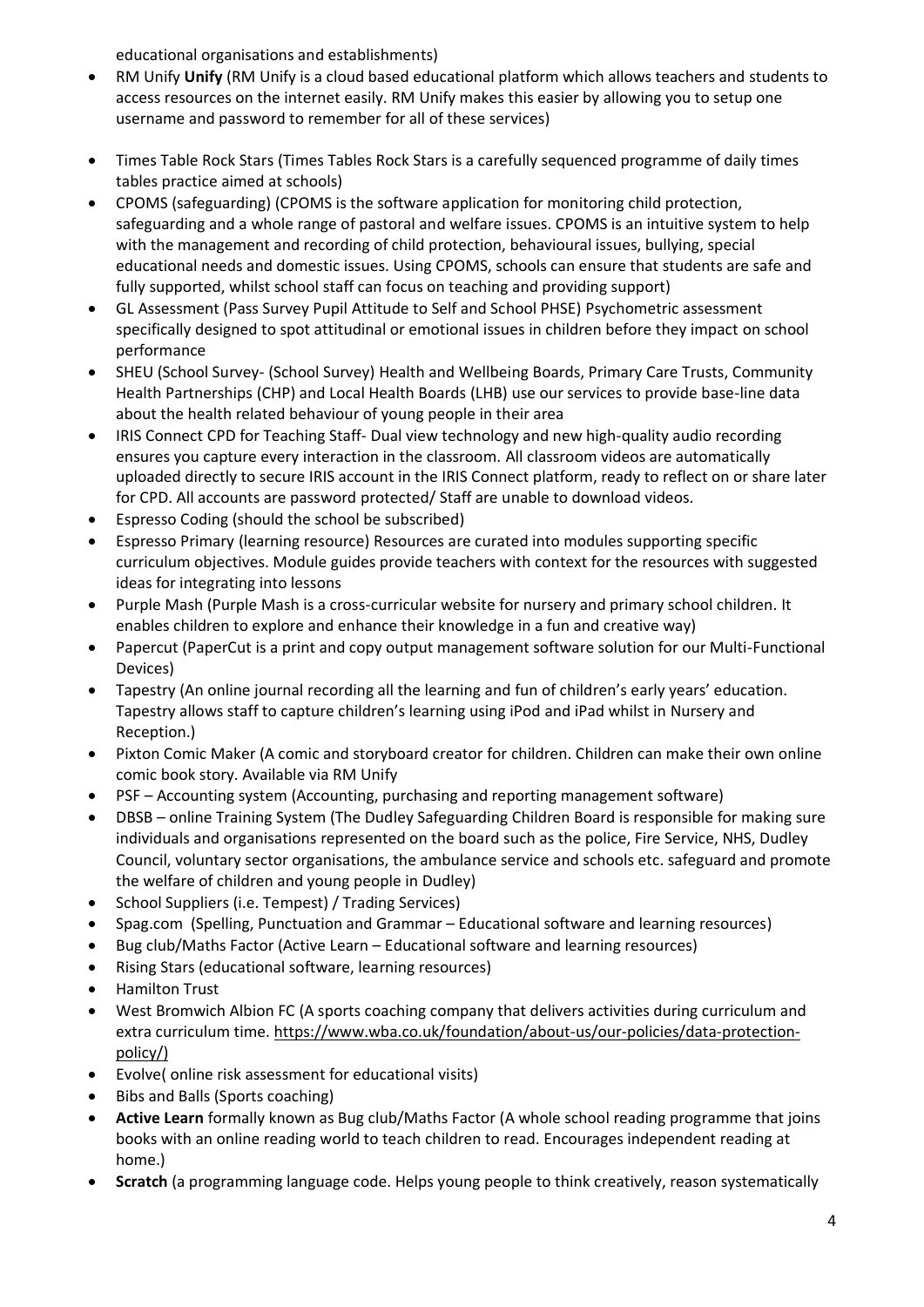educational organisations and establishments)

- RM Unify **Unify** (RM Unify is a cloud based educational platform which allows teachers and students to access resources on the internet easily. RM Unify makes this easier by allowing you to setup one username and password to remember for all of these services)
- Times Table Rock Stars (Times Tables Rock Stars is a carefully sequenced programme of daily times tables practice aimed at schools)
- CPOMS (safeguarding) (CPOMS is the software application for monitoring child protection, safeguarding and a whole range of pastoral and welfare issues. CPOMS is an intuitive system to help with the management and recording of child protection, behavioural issues, bullying, special educational needs and domestic issues. Using CPOMS, schools can ensure that students are safe and fully supported, whilst school staff can focus on teaching and providing support)
- GL Assessment (Pass Survey Pupil Attitude to Self and School PHSE) Psychometric assessment specifically designed to spot attitudinal or emotional issues in children before they impact on school performance
- SHEU (School Survey- (School Survey) Health and Wellbeing Boards, Primary Care Trusts, Community Health Partnerships (CHP) and Local Health Boards (LHB) use our services to provide base-line data about the health related behaviour of young people in their area
- IRIS Connect CPD for Teaching Staff- Dual view technology and new high-quality audio recording ensures you capture every interaction in the classroom. All classroom videos are automatically uploaded directly to secure IRIS account in the IRIS Connect platform, ready to reflect on or share later for CPD. All accounts are password protected/ Staff are unable to download videos.
- Espresso Coding (should the school be subscribed)
- Espresso Primary (learning resource) Resources are curated into modules supporting specific curriculum objectives. Module guides provide teachers with context for the resources with suggested ideas for integrating into lessons
- Purple Mash (Purple Mash is a cross-curricular website for nursery and primary school children. It enables children to explore and enhance their knowledge in a fun and creative way)
- Papercut (PaperCut is a print and copy output management software solution for our Multi-Functional Devices)
- Tapestry (An online journal recording all the learning and fun of children's early years' education. Tapestry allows staff to capture children's learning using iPod and iPad whilst in Nursery and Reception.)
- Pixton Comic Maker (A comic and storyboard creator for children. Children can make their own online comic book story. Available via RM Unify
- PSF – Accounting system (Accounting, purchasing and reporting management software)
- DBSB – online Training System (The Dudley Safeguarding Children Board is responsible for making sure individuals and organisations represented on the board such as the police, Fire Service, NHS, Dudley Council, voluntary sector organisations, the ambulance service and schools etc. safeguard and promote the welfare of children and young people in Dudley)
- School Suppliers (i.e. Tempest) / Trading Services)
- Spag.com (Spelling, Punctuation and Grammar – Educational software and learning resources)
- Bug club/Maths Factor (Active Learn – Educational software and learning resources)
- Rising Stars (educational software, learning resources)
- Hamilton Trust
- West Bromwich Albion FC (A sports coaching company that delivers activities during curriculum and extra curriculum time. https://www.wba.co.uk/foundation/about-us/our-policies/data-protection-policy/)
- Evolve( online risk assessment for educational visits)
- Bibs and Balls (Sports coaching)
- **Active Learn** formally known as Bug club/Maths Factor (A whole school reading programme that joins books with an online reading world to teach children to read. Encourages independent reading at home.)
- **Scratch** (a programming language code. Helps young people to think creatively, reason systematically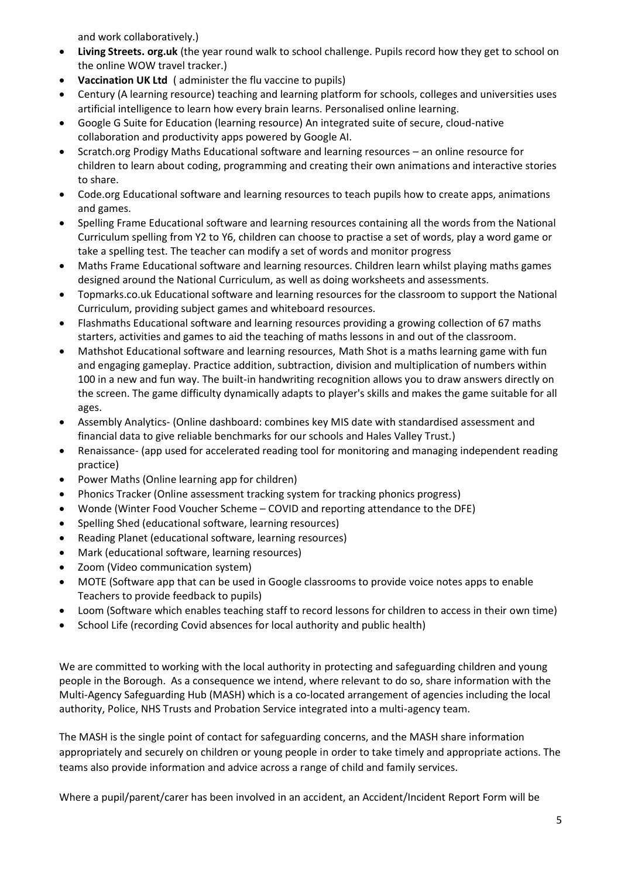and work collaboratively.)

- **Living Streets. org.uk** (the year round walk to school challenge. Pupils record how they get to school on the online WOW travel tracker.)
- **Vaccination UK Ltd** ( administer the flu vaccine to pupils)
- Century (A learning resource) teaching and learning platform for schools, colleges and universities uses artificial intelligence to learn how every brain learns. Personalised online learning.
- Google G Suite for Education (learning resource) An integrated suite of secure, cloud-native collaboration and productivity apps powered by Google AI.
- Scratch.org Prodigy Maths Educational software and learning resources – an online resource for children to learn about coding, programming and creating their own animations and interactive stories to share.
- Code.org Educational software and learning resources to teach pupils how to create apps, animations and games.
- Spelling Frame Educational software and learning resources containing all the words from the National Curriculum spelling from Y2 to Y6, children can choose to practise a set of words, play a word game or take a spelling test. The teacher can modify a set of words and monitor progress
- Maths Frame Educational software and learning resources. Children learn whilst playing maths games designed around the National Curriculum, as well as doing worksheets and assessments.
- Topmarks.co.uk Educational software and learning resources for the classroom to support the National Curriculum, providing subject games and whiteboard resources.
- Flashmaths Educational software and learning resources providing a growing collection of 67 maths starters, activities and games to aid the teaching of maths lessons in and out of the classroom.
- Mathshot Educational software and learning resources, Math Shot is a maths learning game with fun and engaging gameplay. Practice addition, subtraction, division and multiplication of numbers within 100 in a new and fun way. The built-in handwriting recognition allows you to draw answers directly on the screen. The game difficulty dynamically adapts to player's skills and makes the game suitable for all ages.
- Assembly Analytics- (Online dashboard: combines key MIS date with standardised assessment and financial data to give reliable benchmarks for our schools and Hales Valley Trust.)
- Renaissance- (app used for accelerated reading tool for monitoring and managing independent reading practice)
- Power Maths (Online learning app for children)
- Phonics Tracker (Online assessment tracking system for tracking phonics progress)
- Wonde (Winter Food Voucher Scheme – COVID and reporting attendance to the DFE)
- Spelling Shed (educational software, learning resources)
- Reading Planet (educational software, learning resources)
- Mark (educational software, learning resources)
- Zoom (Video communication system)
- MOTE (Software app that can be used in Google classrooms to provide voice notes apps to enable Teachers to provide feedback to pupils)
- Loom (Software which enables teaching staff to record lessons for children to access in their own time)
- School Life (recording Covid absences for local authority and public health)

We are committed to working with the local authority in protecting and safeguarding children and young people in the Borough. As a consequence we intend, where relevant to do so, share information with the Multi-Agency Safeguarding Hub (MASH) which is a co-located arrangement of agencies including the local authority, Police, NHS Trusts and Probation Service integrated into a multi-agency team.

The MASH is the single point of contact for safeguarding concerns, and the MASH share information appropriately and securely on children or young people in order to take timely and appropriate actions. The teams also provide information and advice across a range of child and family services.

Where a pupil/parent/carer has been involved in an accident, an Accident/Incident Report Form will be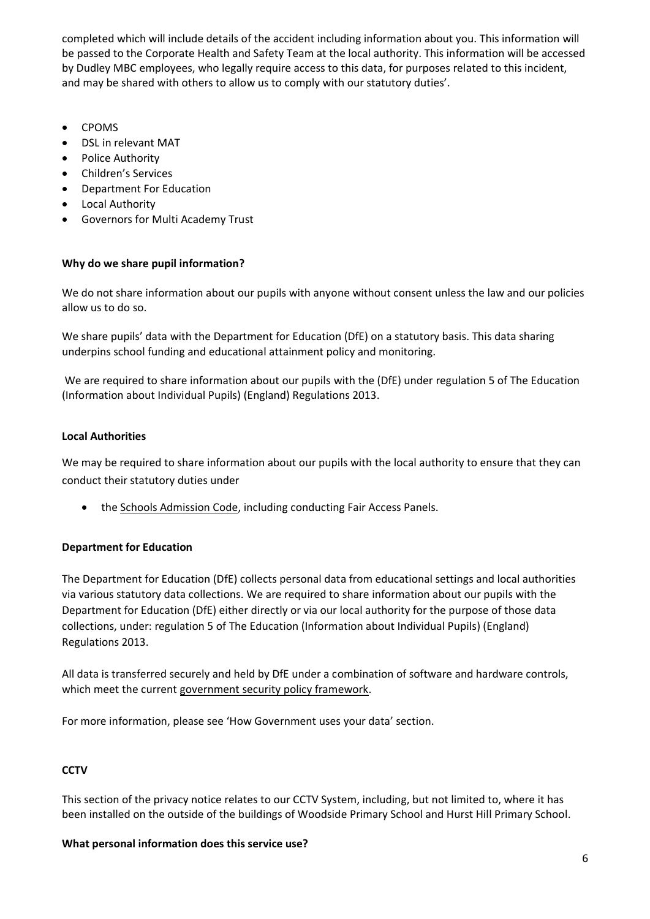completed which will include details of the accident including information about you. This information will be passed to the Corporate Health and Safety Team at the local authority. This information will be accessed by Dudley MBC employees, who legally require access to this data, for purposes related to this incident, and may be shared with others to allow us to comply with our statutory duties'.

- CPOMS
- DSL in relevant MAT
- Police Authority
- Children's Services
- Department For Education
- Local Authority
- Governors for Multi Academy Trust

**Why do we share pupil information?**

We do not share information about our pupils with anyone without consent unless the law and our policies allow us to do so.

We share pupils' data with the Department for Education (DfE) on a statutory basis. This data sharing underpins school funding and educational attainment policy and monitoring.

We are required to share information about our pupils with the (DfE) under regulation 5 of The Education (Information about Individual Pupils) (England) Regulations 2013.

**Local Authorities**

We may be required to share information about our pupils with the local authority to ensure that they can conduct their statutory duties under

- the Schools Admission Code, including conducting Fair Access Panels.

**Department for Education**

The Department for Education (DfE) collects personal data from educational settings and local authorities via various statutory data collections. We are required to share information about our pupils with the Department for Education (DfE) either directly or via our local authority for the purpose of those data collections, under: regulation 5 of The Education (Information about Individual Pupils) (England) Regulations 2013.

All data is transferred securely and held by DfE under a combination of software and hardware controls, which meet the current government security policy framework.

For more information, please see 'How Government uses your data' section.

**CCTV**

This section of the privacy notice relates to our CCTV System, including, but not limited to, where it has been installed on the outside of the buildings of Woodside Primary School and Hurst Hill Primary School.

**What personal information does this service use?**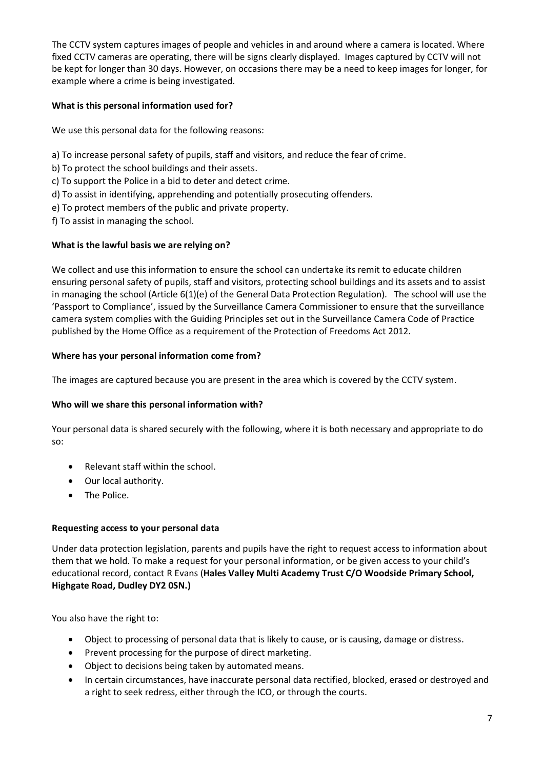The CCTV system captures images of people and vehicles in and around where a camera is located. Where fixed CCTV cameras are operating, there will be signs clearly displayed. Images captured by CCTV will not be kept for longer than 30 days. However, on occasions there may be a need to keep images for longer, for example where a crime is being investigated.

**What is this personal information used for?**

We use this personal data for the following reasons:

a) To increase personal safety of pupils, staff and visitors, and reduce the fear of crime.
b) To protect the school buildings and their assets.
c) To support the Police in a bid to deter and detect crime.
d) To assist in identifying, apprehending and potentially prosecuting offenders.
e) To protect members of the public and private property.
f) To assist in managing the school.

**What is the lawful basis we are relying on?**

We collect and use this information to ensure the school can undertake its remit to educate children ensuring personal safety of pupils, staff and visitors, protecting school buildings and its assets and to assist in managing the school (Article 6(1)(e) of the General Data Protection Regulation). The school will use the 'Passport to Compliance', issued by the Surveillance Camera Commissioner to ensure that the surveillance camera system complies with the Guiding Principles set out in the Surveillance Camera Code of Practice published by the Home Office as a requirement of the Protection of Freedoms Act 2012.

**Where has your personal information come from?**

The images are captured because you are present in the area which is covered by the CCTV system.

**Who will we share this personal information with?**

Your personal data is shared securely with the following, where it is both necessary and appropriate to do so:

- Relevant staff within the school.
- Our local authority.
- The Police.

**Requesting access to your personal data**

Under data protection legislation, parents and pupils have the right to request access to information about them that we hold. To make a request for your personal information, or be given access to your child's educational record, contact R Evans (**Hales Valley Multi Academy Trust C/O Woodside Primary School, Highgate Road, Dudley DY2 0SN.)**

You also have the right to:

- Object to processing of personal data that is likely to cause, or is causing, damage or distress.
- Prevent processing for the purpose of direct marketing.
- Object to decisions being taken by automated means.
- In certain circumstances, have inaccurate personal data rectified, blocked, erased or destroyed and a right to seek redress, either through the ICO, or through the courts.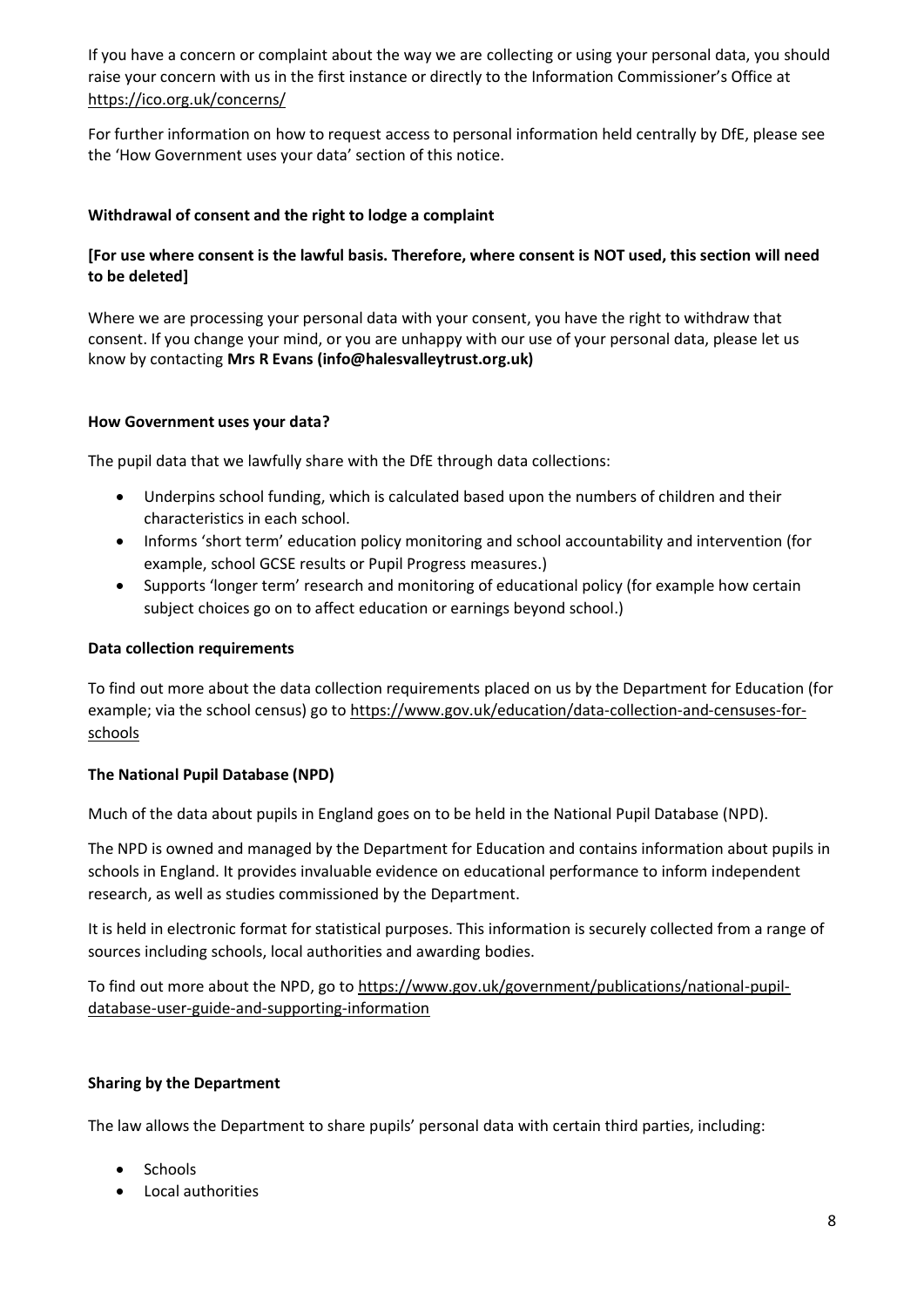If you have a concern or complaint about the way we are collecting or using your personal data, you should raise your concern with us in the first instance or directly to the Information Commissioner's Office at https://ico.org.uk/concerns/

For further information on how to request access to personal information held centrally by DfE, please see the 'How Government uses your data' section of this notice.

**Withdrawal of consent and the right to lodge a complaint**

**[For use where consent is the lawful basis. Therefore, where consent is NOT used, this section will need to be deleted]**

Where we are processing your personal data with your consent, you have the right to withdraw that consent. If you change your mind, or you are unhappy with our use of your personal data, please let us know by contacting **Mrs R Evans (info@halesvalleytrust.org.uk)**

**How Government uses your data?**

The pupil data that we lawfully share with the DfE through data collections:

- Underpins school funding, which is calculated based upon the numbers of children and their characteristics in each school.
- Informs 'short term' education policy monitoring and school accountability and intervention (for example, school GCSE results or Pupil Progress measures.)
- Supports 'longer term' research and monitoring of educational policy (for example how certain subject choices go on to affect education or earnings beyond school.)

**Data collection requirements**

To find out more about the data collection requirements placed on us by the Department for Education (for example; via the school census) go to https://www.gov.uk/education/data-collection-and-censuses-for-schools

**The National Pupil Database (NPD)**

Much of the data about pupils in England goes on to be held in the National Pupil Database (NPD).

The NPD is owned and managed by the Department for Education and contains information about pupils in schools in England. It provides invaluable evidence on educational performance to inform independent research, as well as studies commissioned by the Department.

It is held in electronic format for statistical purposes. This information is securely collected from a range of sources including schools, local authorities and awarding bodies.

To find out more about the NPD, go to https://www.gov.uk/government/publications/national-pupil-database-user-guide-and-supporting-information

**Sharing by the Department**

The law allows the Department to share pupils' personal data with certain third parties, including:

- Schools
- Local authorities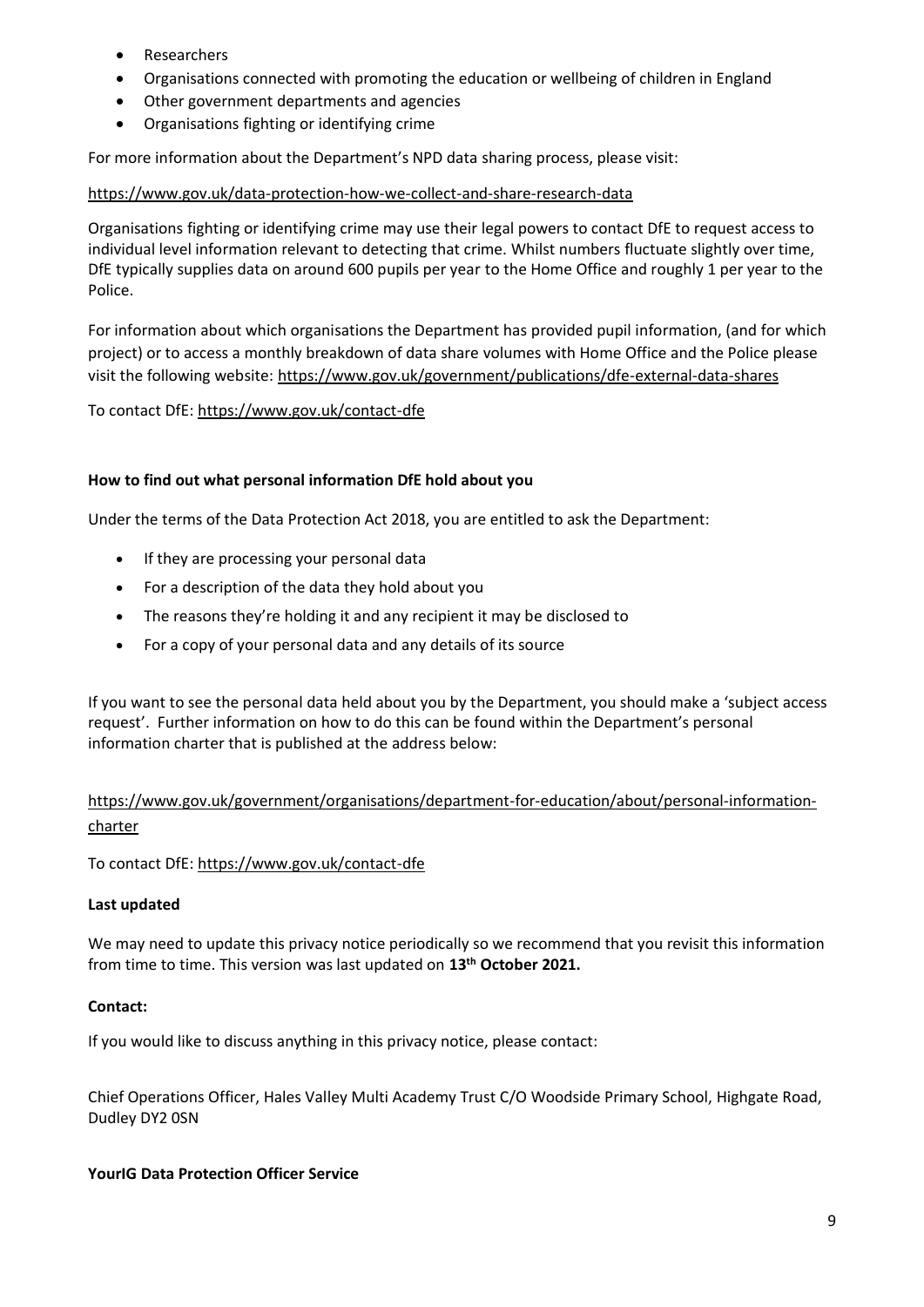- Researchers
- Organisations connected with promoting the education or wellbeing of children in England
- Other government departments and agencies
- Organisations fighting or identifying crime

For more information about the Department's NPD data sharing process, please visit:

https://www.gov.uk/data-protection-how-we-collect-and-share-research-data

Organisations fighting or identifying crime may use their legal powers to contact DfE to request access to individual level information relevant to detecting that crime. Whilst numbers fluctuate slightly over time, DfE typically supplies data on around 600 pupils per year to the Home Office and roughly 1 per year to the Police.

For information about which organisations the Department has provided pupil information, (and for which project) or to access a monthly breakdown of data share volumes with Home Office and the Police please visit the following website: https://www.gov.uk/government/publications/dfe-external-data-shares

To contact DfE: https://www.gov.uk/contact-dfe

**How to find out what personal information DfE hold about you**

Under the terms of the Data Protection Act 2018, you are entitled to ask the Department:

- If they are processing your personal data
- For a description of the data they hold about you
- The reasons they're holding it and any recipient it may be disclosed to
- For a copy of your personal data and any details of its source

If you want to see the personal data held about you by the Department, you should make a 'subject access request'. Further information on how to do this can be found within the Department's personal information charter that is published at the address below:

https://www.gov.uk/government/organisations/department-for-education/about/personal-information-charter

To contact DfE: https://www.gov.uk/contact-dfe

**Last updated**

We may need to update this privacy notice periodically so we recommend that you revisit this information from time to time. This version was last updated on **13th October 2021.**

**Contact:**

If you would like to discuss anything in this privacy notice, please contact:

Chief Operations Officer, Hales Valley Multi Academy Trust C/O Woodside Primary School, Highgate Road, Dudley DY2 0SN

**YourIG Data Protection Officer Service**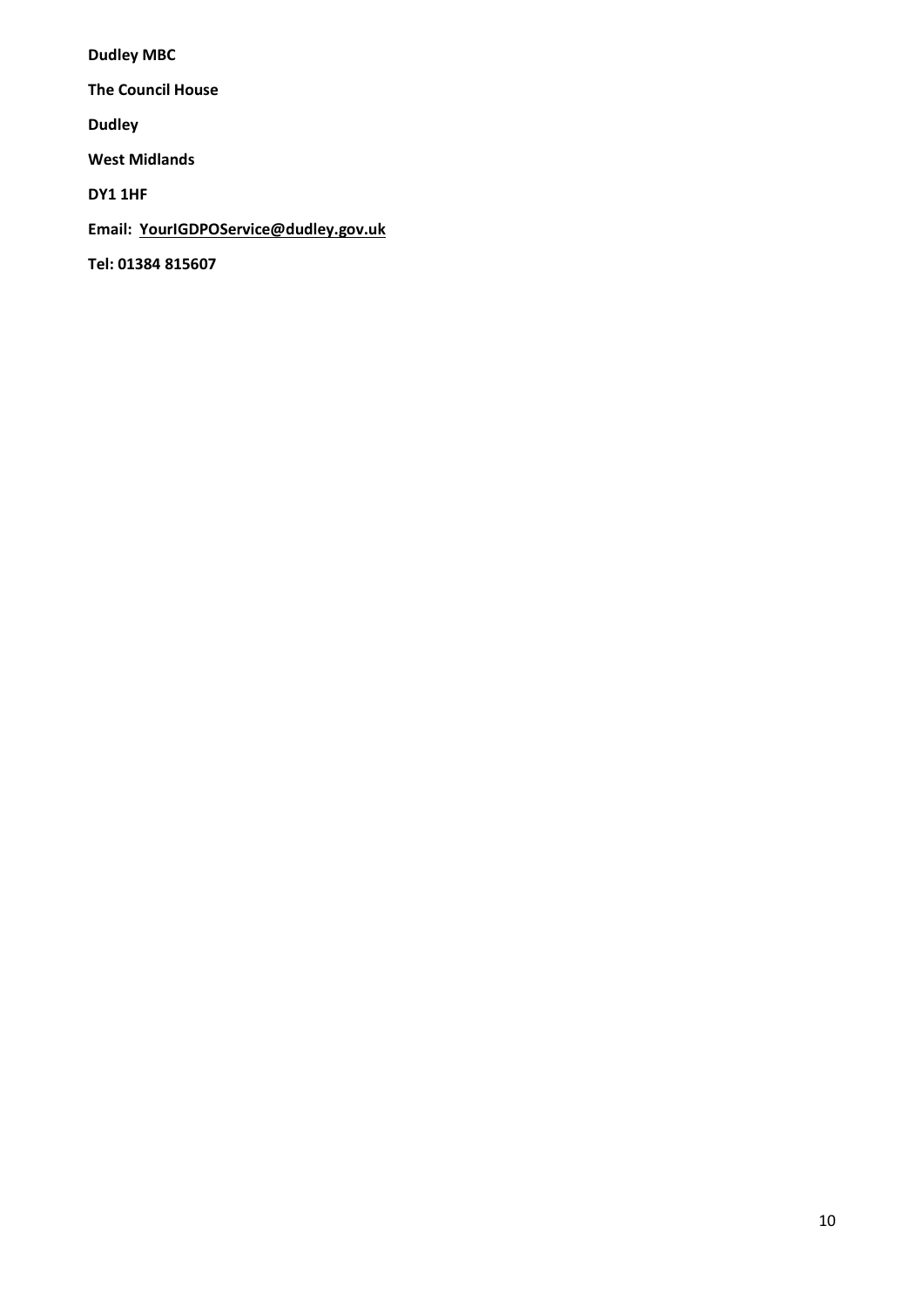**Dudley MBC**

**The Council House**

**Dudley**

**West Midlands**

**DY1 1HF**

**Email: YourIGDPOService@dudley.gov.uk**

**Tel: 01384 815607**